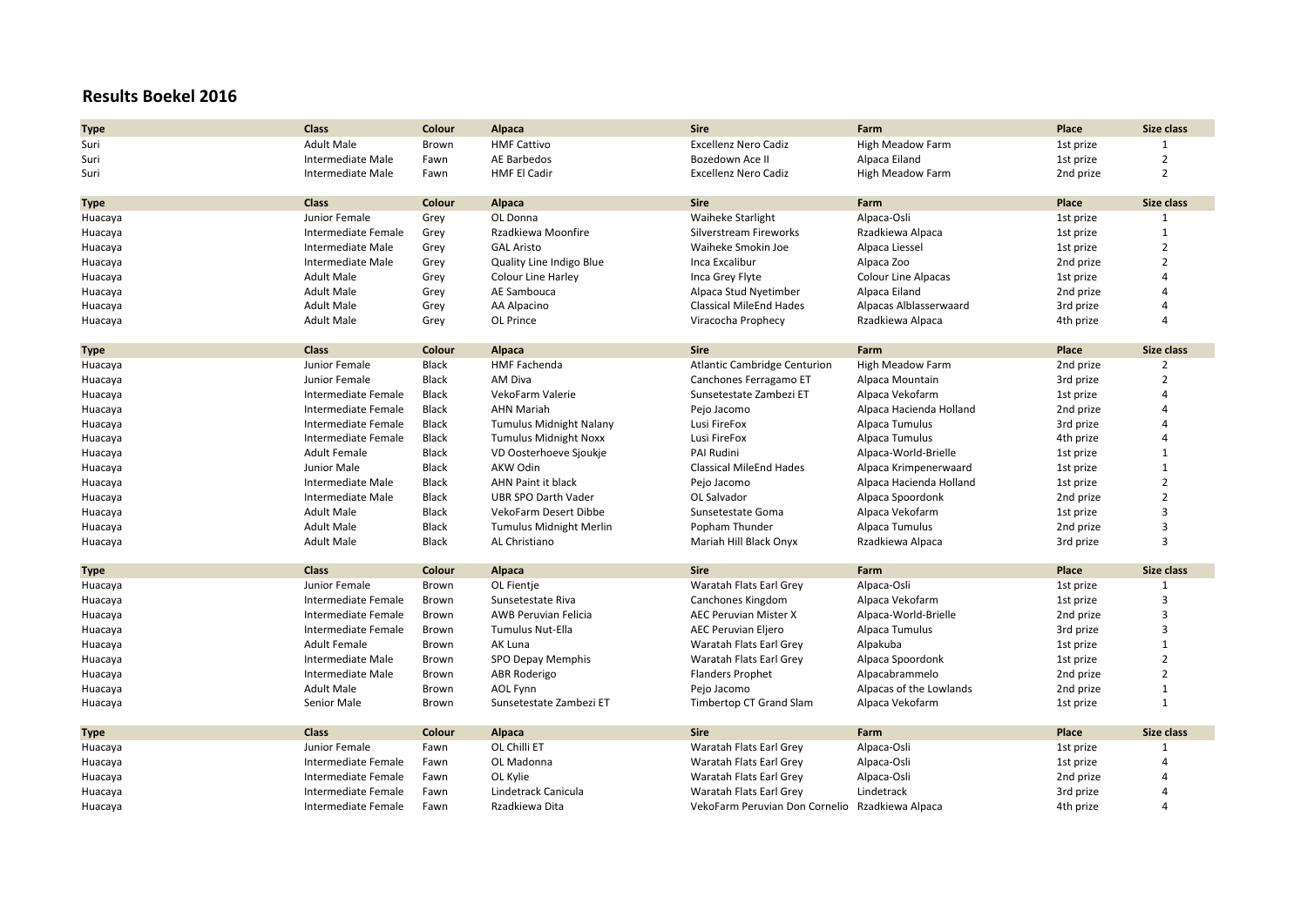# Results Boekel 2016

| Type | Class | Colour | Alpaca | Sire | Farm | Place | Size class |
|---|---|---|---|---|---|---|---|
| Suri | Adult Male | Brown | HMF Cattivo | Excellenz Nero Cadiz | High Meadow Farm | 1st prize | 1 |
| Suri | Intermediate Male | Fawn | AE Barbedos | Bozedown Ace II | Alpaca Eiland | 1st prize | 2 |
| Suri | Intermediate Male | Fawn | HMF El Cadir | Excellenz Nero Cadiz | High Meadow Farm | 2nd prize | 2 |

| Type | Class | Colour | Alpaca | Sire | Farm | Place | Size class |
|---|---|---|---|---|---|---|---|
| Huacaya | Junior Female | Grey | OL Donna | Waiheke Starlight | Alpaca-Osli | 1st prize | 1 |
| Huacaya | Intermediate Female | Grey | Rzadkiewa Moonfire | Silverstream Fireworks | Rzadkiewa Alpaca | 1st prize | 1 |
| Huacaya | Intermediate Male | Grey | GAL Aristo | Waiheke Smokin Joe | Alpaca Liessel | 1st prize | 2 |
| Huacaya | Intermediate Male | Grey | Quality Line Indigo Blue | Inca Excalibur | Alpaca Zoo | 2nd prize | 2 |
| Huacaya | Adult Male | Grey | Colour Line Harley | Inca Grey Flyte | Colour Line Alpacas | 1st prize | 4 |
| Huacaya | Adult Male | Grey | AE Sambouca | Alpaca Stud Nyetimber | Alpaca Eiland | 2nd prize | 4 |
| Huacaya | Adult Male | Grey | AA Alpacino | Classical MileEnd Hades | Alpacas Alblasserwaard | 3rd prize | 4 |
| Huacaya | Adult Male | Grey | OL Prince | Viracocha Prophecy | Rzadkiewa Alpaca | 4th prize | 4 |

| Type | Class | Colour | Alpaca | Sire | Farm | Place | Size class |
|---|---|---|---|---|---|---|---|
| Huacaya | Junior Female | Black | HMF Fachenda | Atlantic Cambridge Centurion | High Meadow Farm | 2nd prize | 2 |
| Huacaya | Junior Female | Black | AM Diva | Canchones Ferragamo ET | Alpaca Mountain | 3rd prize | 2 |
| Huacaya | Intermediate Female | Black | VekoFarm Valerie | Sunsetestate Zambezi ET | Alpaca Vekofarm | 1st prize | 4 |
| Huacaya | Intermediate Female | Black | AHN Mariah | Pejo Jacomo | Alpaca Hacienda Holland | 2nd prize | 4 |
| Huacaya | Intermediate Female | Black | Tumulus Midnight Nalany | Lusi FireFox | Alpaca Tumulus | 3rd prize | 4 |
| Huacaya | Intermediate Female | Black | Tumulus Midnight Noxx | Lusi FireFox | Alpaca Tumulus | 4th prize | 4 |
| Huacaya | Adult Female | Black | VD Oosterhoeve Sjoukje | PAI Rudini | Alpaca-World-Brielle | 1st prize | 1 |
| Huacaya | Junior Male | Black | AKW Odin | Classical MileEnd Hades | Alpaca Krimpenerwaard | 1st prize | 1 |
| Huacaya | Intermediate Male | Black | AHN Paint it black | Pejo Jacomo | Alpaca Hacienda Holland | 1st prize | 2 |
| Huacaya | Intermediate Male | Black | UBR SPO Darth Vader | OL Salvador | Alpaca Spoordonk | 2nd prize | 2 |
| Huacaya | Adult Male | Black | VekoFarm Desert Dibbe | Sunsetestate Goma | Alpaca Vekofarm | 1st prize | 3 |
| Huacaya | Adult Male | Black | Tumulus Midnight Merlin | Popham Thunder | Alpaca Tumulus | 2nd prize | 3 |
| Huacaya | Adult Male | Black | AL Christiano | Mariah Hill Black Onyx | Rzadkiewa Alpaca | 3rd prize | 3 |

| Type | Class | Colour | Alpaca | Sire | Farm | Place | Size class |
|---|---|---|---|---|---|---|---|
| Huacaya | Junior Female | Brown | OL Fientje | Waratah Flats Earl Grey | Alpaca-Osli | 1st prize | 1 |
| Huacaya | Intermediate Female | Brown | Sunsetestate Riva | Canchones Kingdom | Alpaca Vekofarm | 1st prize | 3 |
| Huacaya | Intermediate Female | Brown | AWB Peruvian Felicia | AEC Peruvian Mister X | Alpaca-World-Brielle | 2nd prize | 3 |
| Huacaya | Intermediate Female | Brown | Tumulus Nut-Ella | AEC Peruvian Eljero | Alpaca Tumulus | 3rd prize | 3 |
| Huacaya | Adult Female | Brown | AK Luna | Waratah Flats Earl Grey | Alpakuba | 1st prize | 1 |
| Huacaya | Intermediate Male | Brown | SPO Depay Memphis | Waratah Flats Earl Grey | Alpaca Spoordonk | 1st prize | 2 |
| Huacaya | Intermediate Male | Brown | ABR Roderigo | Flanders Prophet | Alpacabrammelo | 2nd prize | 2 |
| Huacaya | Adult Male | Brown | AOL Fynn | Pejo Jacomo | Alpacas of the Lowlands | 2nd prize | 1 |
| Huacaya | Senior Male | Brown | Sunsetestate Zambezi ET | Timbertop CT Grand Slam | Alpaca Vekofarm | 1st prize | 1 |

| Type | Class | Colour | Alpaca | Sire | Farm | Place | Size class |
|---|---|---|---|---|---|---|---|
| Huacaya | Junior Female | Fawn | OL Chilli ET | Waratah Flats Earl Grey | Alpaca-Osli | 1st prize | 1 |
| Huacaya | Intermediate Female | Fawn | OL Madonna | Waratah Flats Earl Grey | Alpaca-Osli | 1st prize | 4 |
| Huacaya | Intermediate Female | Fawn | OL Kylie | Waratah Flats Earl Grey | Alpaca-Osli | 2nd prize | 4 |
| Huacaya | Intermediate Female | Fawn | Lindetrack Canicula | Waratah Flats Earl Grey | Lindetrack | 3rd prize | 4 |
| Huacaya | Intermediate Female | Fawn | Rzadkiewa Dita | VekoFarm Peruvian Don Cornelio | Rzadkiewa Alpaca | 4th prize | 4 |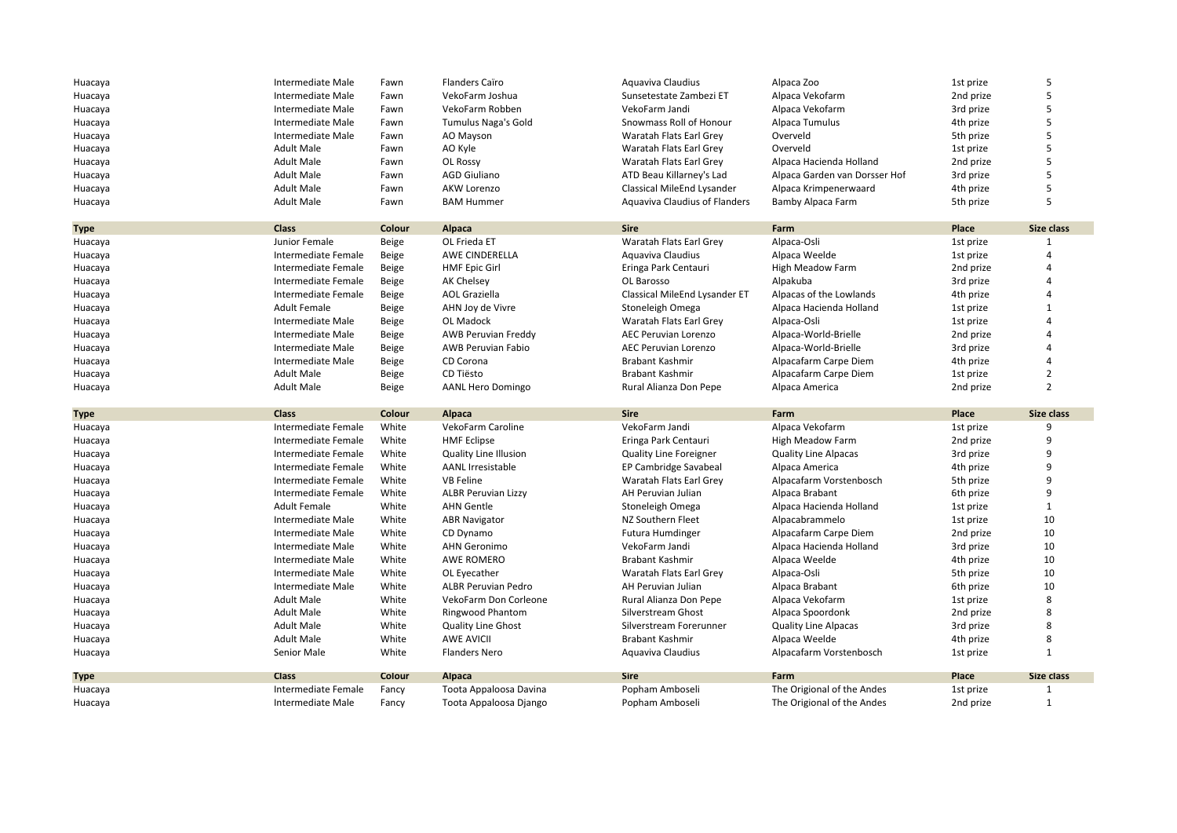| Type | Class | Colour | Alpaca | Sire | Farm | Place | Size class |
|---|---|---|---|---|---|---|---|
| Huacaya | Intermediate Male | Fawn | Flanders Caïro | Aquaviva Claudius | Alpaca Zoo | 1st prize | 5 |
| Huacaya | Intermediate Male | Fawn | VekoFarm Joshua | Sunsetestate Zambezi ET | Alpaca Vekofarm | 2nd prize | 5 |
| Huacaya | Intermediate Male | Fawn | VekoFarm Robben | VekoFarm Jandi | Alpaca Vekofarm | 3rd prize | 5 |
| Huacaya | Intermediate Male | Fawn | Tumulus Naga's Gold | Snowmass Roll of Honour | Alpaca Tumulus | 4th prize | 5 |
| Huacaya | Intermediate Male | Fawn | AO Mayson | Waratah Flats Earl Grey | Overveld | 5th prize | 5 |
| Huacaya | Adult Male | Fawn | AO Kyle | Waratah Flats Earl Grey | Overveld | 1st prize | 5 |
| Huacaya | Adult Male | Fawn | OL Rossy | Waratah Flats Earl Grey | Alpaca Hacienda Holland | 2nd prize | 5 |
| Huacaya | Adult Male | Fawn | AGD Giuliano | ATD Beau Killarney's Lad | Alpaca Garden van Dorsser Hof | 3rd prize | 5 |
| Huacaya | Adult Male | Fawn | AKW Lorenzo | Classical MileEnd Lysander | Alpaca Krimpenerwaard | 4th prize | 5 |
| Huacaya | Adult Male | Fawn | BAM Hummer | Aquaviva Claudius of Flanders | Bamby Alpaca Farm | 5th prize | 5 |

| Type | Class | Colour | Alpaca | Sire | Farm | Place | Size class |
|---|---|---|---|---|---|---|---|
| Huacaya | Junior Female | Beige | OL Frieda ET | Waratah Flats Earl Grey | Alpaca-Osli | 1st prize | 1 |
| Huacaya | Intermediate Female | Beige | AWE CINDERELLA | Aquaviva Claudius | Alpaca Weelde | 1st prize | 4 |
| Huacaya | Intermediate Female | Beige | HMF Epic Girl | Eringa Park Centauri | High Meadow Farm | 2nd prize | 4 |
| Huacaya | Intermediate Female | Beige | AK Chelsey | OL Barosso | Alpakuba | 3rd prize | 4 |
| Huacaya | Intermediate Female | Beige | AOL Graziella | Classical MileEnd Lysander ET | Alpacas of the Lowlands | 4th prize | 4 |
| Huacaya | Adult Female | Beige | AHN Joy de Vivre | Stoneleigh Omega | Alpaca Hacienda Holland | 1st prize | 1 |
| Huacaya | Intermediate Male | Beige | OL Madock | Waratah Flats Earl Grey | Alpaca-Osli | 1st prize | 4 |
| Huacaya | Intermediate Male | Beige | AWB Peruvian Freddy | AEC Peruvian Lorenzo | Alpaca-World-Brielle | 2nd prize | 4 |
| Huacaya | Intermediate Male | Beige | AWB Peruvian Fabio | AEC Peruvian Lorenzo | Alpaca-World-Brielle | 3rd prize | 4 |
| Huacaya | Intermediate Male | Beige | CD Corona | Brabant Kashmir | Alpacafarm Carpe Diem | 4th prize | 4 |
| Huacaya | Adult Male | Beige | CD Tiësto | Brabant Kashmir | Alpacafarm Carpe Diem | 1st prize | 2 |
| Huacaya | Adult Male | Beige | AANL Hero Domingo | Rural Alianza Don Pepe | Alpaca America | 2nd prize | 2 |

| Type | Class | Colour | Alpaca | Sire | Farm | Place | Size class |
|---|---|---|---|---|---|---|---|
| Huacaya | Intermediate Female | White | VekoFarm Caroline | VekoFarm Jandi | Alpaca Vekofarm | 1st prize | 9 |
| Huacaya | Intermediate Female | White | HMF Eclipse | Eringa Park Centauri | High Meadow Farm | 2nd prize | 9 |
| Huacaya | Intermediate Female | White | Quality Line Illusion | Quality Line Foreigner | Quality Line Alpacas | 3rd prize | 9 |
| Huacaya | Intermediate Female | White | AANL Irresistable | EP Cambridge Savabeal | Alpaca America | 4th prize | 9 |
| Huacaya | Intermediate Female | White | VB Feline | Waratah Flats Earl Grey | Alpacafarm Vorstenbosch | 5th prize | 9 |
| Huacaya | Intermediate Female | White | ALBR Peruvian Lizzy | AH Peruvian Julian | Alpaca Brabant | 6th prize | 9 |
| Huacaya | Adult Female | White | AHN Gentle | Stoneleigh Omega | Alpaca Hacienda Holland | 1st prize | 1 |
| Huacaya | Intermediate Male | White | ABR Navigator | NZ Southern Fleet | Alpacabrammelo | 1st prize | 10 |
| Huacaya | Intermediate Male | White | CD Dynamo | Futura Humdinger | Alpacafarm Carpe Diem | 2nd prize | 10 |
| Huacaya | Intermediate Male | White | AHN Geronimo | VekoFarm Jandi | Alpaca Hacienda Holland | 3rd prize | 10 |
| Huacaya | Intermediate Male | White | AWE ROMERO | Brabant Kashmir | Alpaca Weelde | 4th prize | 10 |
| Huacaya | Intermediate Male | White | OL Eyecather | Waratah Flats Earl Grey | Alpaca-Osli | 5th prize | 10 |
| Huacaya | Intermediate Male | White | ALBR Peruvian Pedro | AH Peruvian Julian | Alpaca Brabant | 6th prize | 10 |
| Huacaya | Adult Male | White | VekoFarm Don Corleone | Rural Alianza Don Pepe | Alpaca Vekofarm | 1st prize | 8 |
| Huacaya | Adult Male | White | Ringwood Phantom | Silverstream Ghost | Alpaca Spoordonk | 2nd prize | 8 |
| Huacaya | Adult Male | White | Quality Line Ghost | Silverstream Forerunner | Quality Line Alpacas | 3rd prize | 8 |
| Huacaya | Adult Male | White | AWE AVICII | Brabant Kashmir | Alpaca Weelde | 4th prize | 8 |
| Huacaya | Senior Male | White | Flanders Nero | Aquaviva Claudius | Alpacafarm Vorstenbosch | 1st prize | 1 |

| Type | Class | Colour | Alpaca | Sire | Farm | Place | Size class |
|---|---|---|---|---|---|---|---|
| Huacaya | Intermediate Female | Fancy | Toota Appaloosa Davina | Popham Amboseli | The Origional of the Andes | 1st prize | 1 |
| Huacaya | Intermediate Male | Fancy | Toota Appaloosa Django | Popham Amboseli | The Origional of the Andes | 2nd prize | 1 |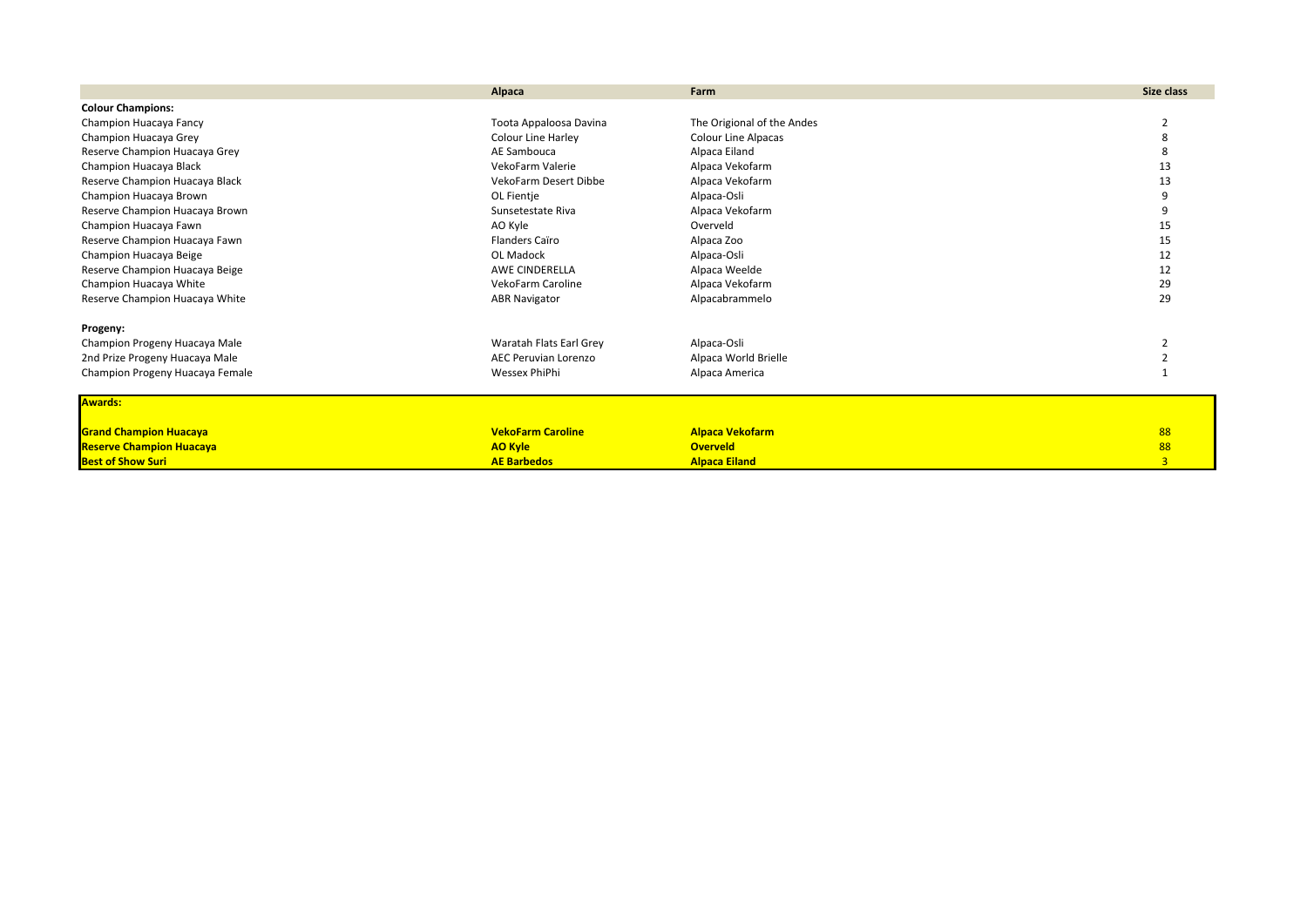| | Alpaca | Farm | Size class |
|---|---|---|---|
| **Colour Champions:** | | | |
| Champion Huacaya Fancy | Toota Appaloosa Davina | The Origional of the Andes | 2 |
| Champion Huacaya Grey | Colour Line Harley | Colour Line Alpacas | 8 |
| Reserve Champion Huacaya Grey | AE Sambouca | Alpaca Eiland | 8 |
| Champion Huacaya Black | VekoFarm Valerie | Alpaca Vekofarm | 13 |
| Reserve Champion Huacaya Black | VekoFarm Desert Dibbe | Alpaca Vekofarm | 13 |
| Champion Huacaya Brown | OL Fientje | Alpaca-Osli | 9 |
| Reserve Champion Huacaya Brown | Sunsetestate Riva | Alpaca Vekofarm | 9 |
| Champion Huacaya Fawn | AO Kyle | Overveld | 15 |
| Reserve Champion Huacaya Fawn | Flanders Caïro | Alpaca Zoo | 15 |
| Champion Huacaya Beige | OL Madock | Alpaca-Osli | 12 |
| Reserve Champion Huacaya Beige | AWE CINDERELLA | Alpaca Weelde | 12 |
| Champion Huacaya White | VekoFarm Caroline | Alpaca Vekofarm | 29 |
| Reserve Champion Huacaya White | ABR Navigator | Alpacabrammelo | 29 |
| | | | |
| **Progeny:** | | | |
| Champion Progeny Huacaya Male | Waratah Flats Earl Grey | Alpaca-Osli | 2 |
| 2nd Prize Progeny Huacaya Male | AEC Peruvian Lorenzo | Alpaca World Brielle | 2 |
| Champion Progeny Huacaya Female | Wessex PhiPhi | Alpaca America | 1 |
| | | | |
| **Awards:** | | | |
| | | | |
| **Grand Champion Huacaya** | **VekoFarm Caroline** | **Alpaca Vekofarm** | 88 |
| **Reserve Champion Huacaya** | **AO Kyle** | **Overveld** | 88 |
| **Best of Show Suri** | **AE Barbedos** | **Alpaca Eiland** | 3 |